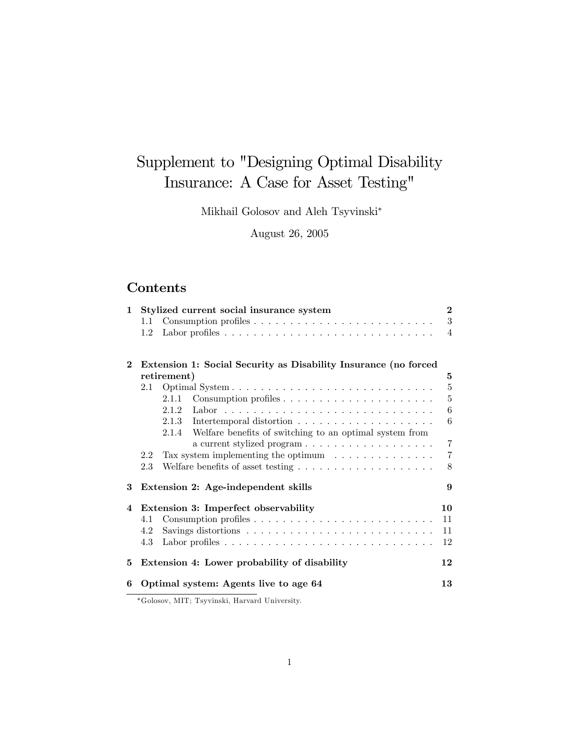# Supplement to "Designing Optimal Disability Insurance: A Case for Asset Testing"

Mikhail Golosov and Aleh Tsyvinski*

August 26, 2005

## Contents

**1 Stylized current social insurance system** — **2**
- 1.1 Consumption profiles — 3
- 1.2 Labor profiles — 4

**2 Extension 1: Social Security as Disability Insurance (no forced retirement)** — **5**
- 2.1 Optimal System — 5
  - 2.1.1 Consumption profiles — 5
  - 2.1.2 Labor — 6
  - 2.1.3 Intertemporal distortion — 6
  - 2.1.4 Welfare benefits of switching to an optimal system from a current stylized program — 7
- 2.2 Tax system implementing the optimum — 7
- 2.3 Welfare benefits of asset testing — 8

**3 Extension 2: Age-independent skills** — **9**

**4 Extension 3: Imperfect observability** — **10**
- 4.1 Consumption profiles — 11
- 4.2 Savings distortions — 11
- 4.3 Labor profiles — 12

**5 Extension 4: Lower probability of disability** — **12**

**6 Optimal system: Agents live to age 64** — **13**

*Golosov, MIT; Tsyvinski, Harvard University.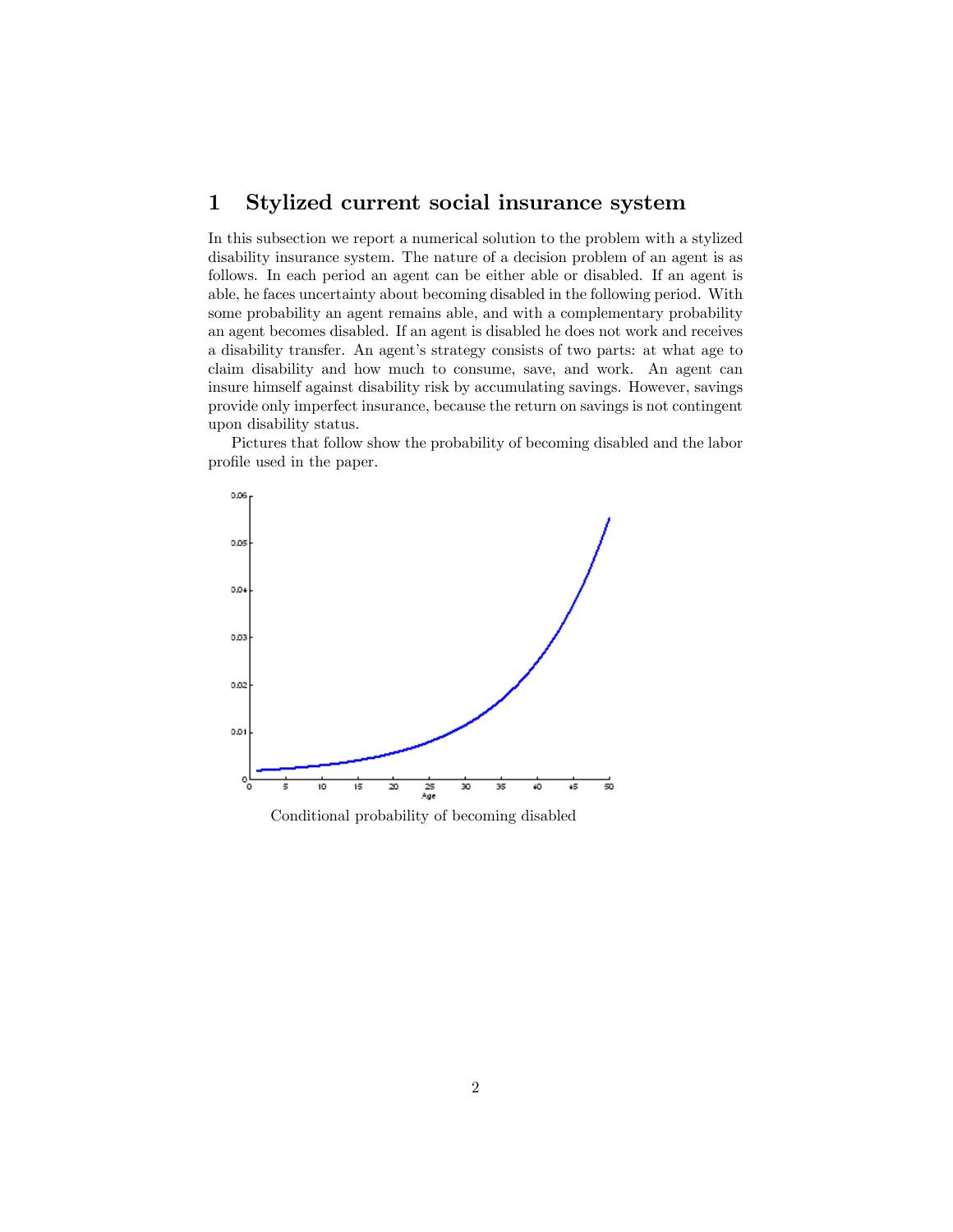# 1 Stylized current social insurance system

In this subsection we report a numerical solution to the problem with a stylized disability insurance system. The nature of a decision problem of an agent is as follows. In each period an agent can be either able or disabled. If an agent is able, he faces uncertainty about becoming disabled in the following period. With some probability an agent remains able, and with a complementary probability an agent becomes disabled. If an agent is disabled he does not work and receives a disability transfer. An agent's strategy consists of two parts: at what age to claim disability and how much to consume, save, and work. An agent can insure himself against disability risk by accumulating savings. However, savings provide only imperfect insurance, because the return on savings is not contingent upon disability status.

Pictures that follow show the probability of becoming disabled and the labor profile used in the paper.

Conditional probability of becoming disabled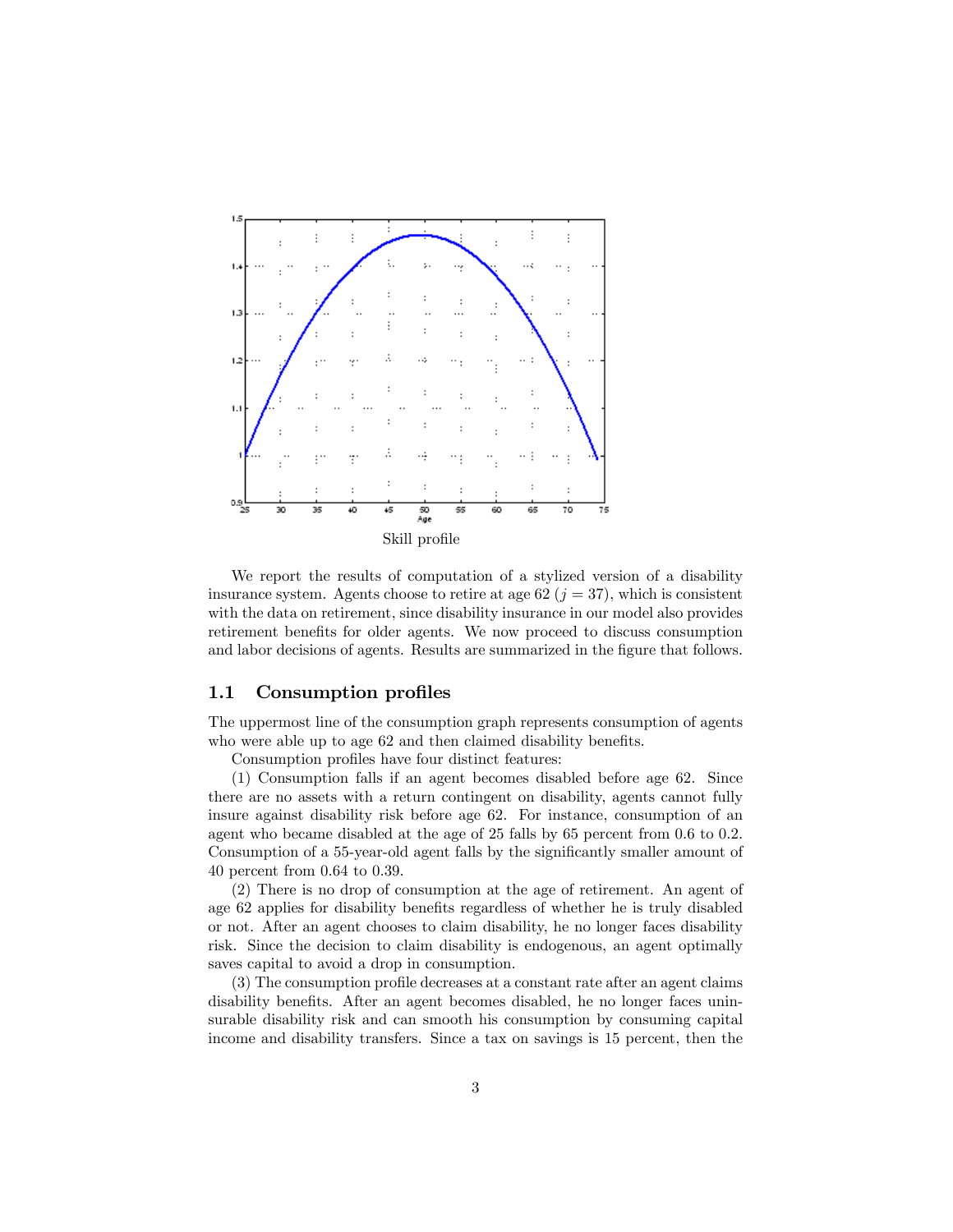Skill profile

We report the results of computation of a stylized version of a disability insurance system. Agents choose to retire at age 62 ($j = 37$), which is consistent with the data on retirement, since disability insurance in our model also provides retirement benefits for older agents. We now proceed to discuss consumption and labor decisions of agents. Results are summarized in the figure that follows.

## 1.1 Consumption profiles

The uppermost line of the consumption graph represents consumption of agents who were able up to age 62 and then claimed disability benefits.

Consumption profiles have four distinct features:

(1) Consumption falls if an agent becomes disabled before age 62. Since there are no assets with a return contingent on disability, agents cannot fully insure against disability risk before age 62. For instance, consumption of an agent who became disabled at the age of 25 falls by 65 percent from 0.6 to 0.2. Consumption of a 55-year-old agent falls by the significantly smaller amount of 40 percent from 0.64 to 0.39.

(2) There is no drop of consumption at the age of retirement. An agent of age 62 applies for disability benefits regardless of whether he is truly disabled or not. After an agent chooses to claim disability, he no longer faces disability risk. Since the decision to claim disability is endogenous, an agent optimally saves capital to avoid a drop in consumption.

(3) The consumption profile decreases at a constant rate after an agent claims disability benefits. After an agent becomes disabled, he no longer faces uninsurable disability risk and can smooth his consumption by consuming capital income and disability transfers. Since a tax on savings is 15 percent, then the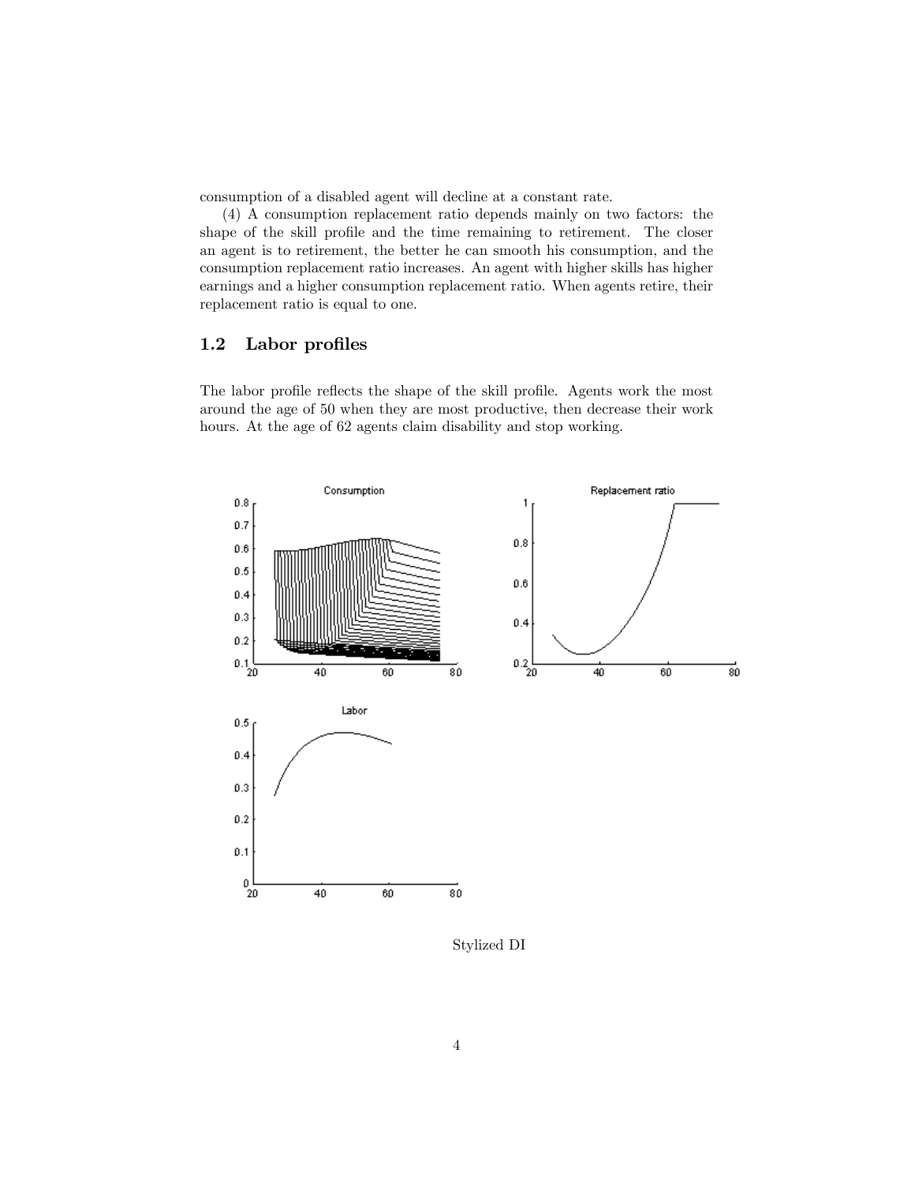consumption of a disabled agent will decline at a constant rate.

(4) A consumption replacement ratio depends mainly on two factors: the shape of the skill profile and the time remaining to retirement. The closer an agent is to retirement, the better he can smooth his consumption, and the consumption replacement ratio increases. An agent with higher skills has higher earnings and a higher consumption replacement ratio. When agents retire, their replacement ratio is equal to one.

## 1.2 Labor profiles

The labor profile reflects the shape of the skill profile. Agents work the most around the age of 50 when they are most productive, then decrease their work hours. At the age of 62 agents claim disability and stop working.

Stylized DI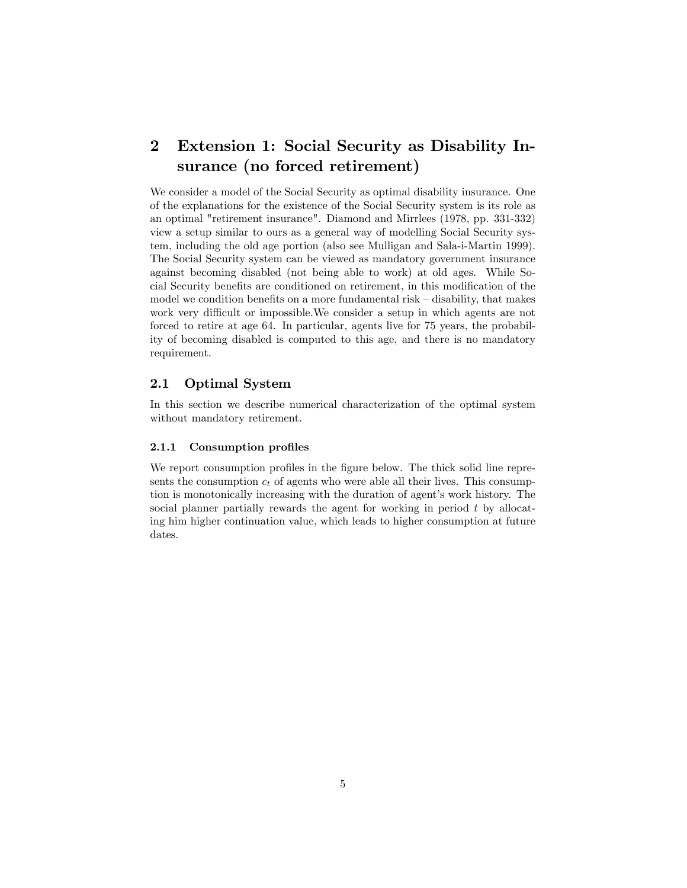## 2 Extension 1: Social Security as Disability Insurance (no forced retirement)

We consider a model of the Social Security as optimal disability insurance. One of the explanations for the existence of the Social Security system is its role as an optimal "retirement insurance". Diamond and Mirrlees (1978, pp. 331-332) view a setup similar to ours as a general way of modelling Social Security system, including the old age portion (also see Mulligan and Sala-i-Martin 1999). The Social Security system can be viewed as mandatory government insurance against becoming disabled (not being able to work) at old ages. While Social Security benefits are conditioned on retirement, in this modification of the model we condition benefits on a more fundamental risk – disability, that makes work very difficult or impossible.We consider a setup in which agents are not forced to retire at age 64. In particular, agents live for 75 years, the probability of becoming disabled is computed to this age, and there is no mandatory requirement.

### 2.1 Optimal System

In this section we describe numerical characterization of the optimal system without mandatory retirement.

#### 2.1.1 Consumption profiles

We report consumption profiles in the figure below. The thick solid line represents the consumption $c_t$ of agents who were able all their lives. This consumption is monotonically increasing with the duration of agent's work history. The social planner partially rewards the agent for working in period $t$ by allocating him higher continuation value, which leads to higher consumption at future dates.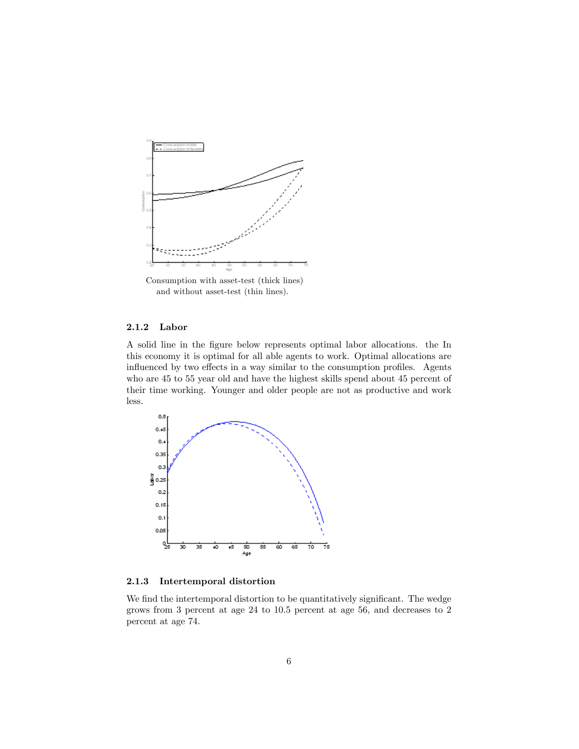Consumption with asset-test (thick lines)
and without asset-test (thin lines).

### 2.1.2 Labor

A solid line in the figure below represents optimal labor allocations. the In this economy it is optimal for all able agents to work. Optimal allocations are influenced by two effects in a way similar to the consumption profiles. Agents who are 45 to 55 year old and have the highest skills spend about 45 percent of their time working. Younger and older people are not as productive and work less.

### 2.1.3 Intertemporal distortion

We find the intertemporal distortion to be quantitatively significant. The wedge grows from 3 percent at age 24 to 10.5 percent at age 56, and decreases to 2 percent at age 74.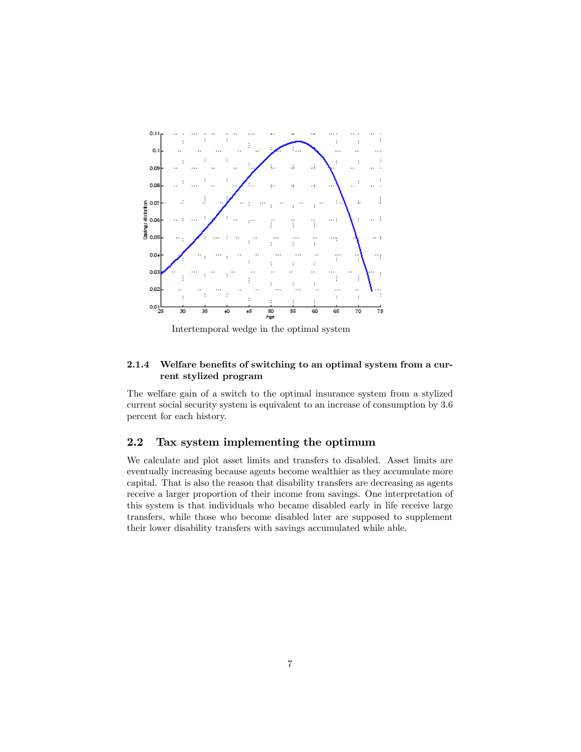Intertemporal wedge in the optimal system

#### 2.1.4 Welfare benefits of switching to an optimal system from a current stylized program

The welfare gain of a switch to the optimal insurance system from a stylized current social security system is equivalent to an increase of consumption by 3.6 percent for each history.

### 2.2 Tax system implementing the optimum

We calculate and plot asset limits and transfers to disabled. Asset limits are eventually increasing because agents become wealthier as they accumulate more capital. That is also the reason that disability transfers are decreasing as agents receive a larger proportion of their income from savings. One interpretation of this system is that individuals who became disabled early in life receive large transfers, while those who become disabled later are supposed to supplement their lower disability transfers with savings accumulated while able.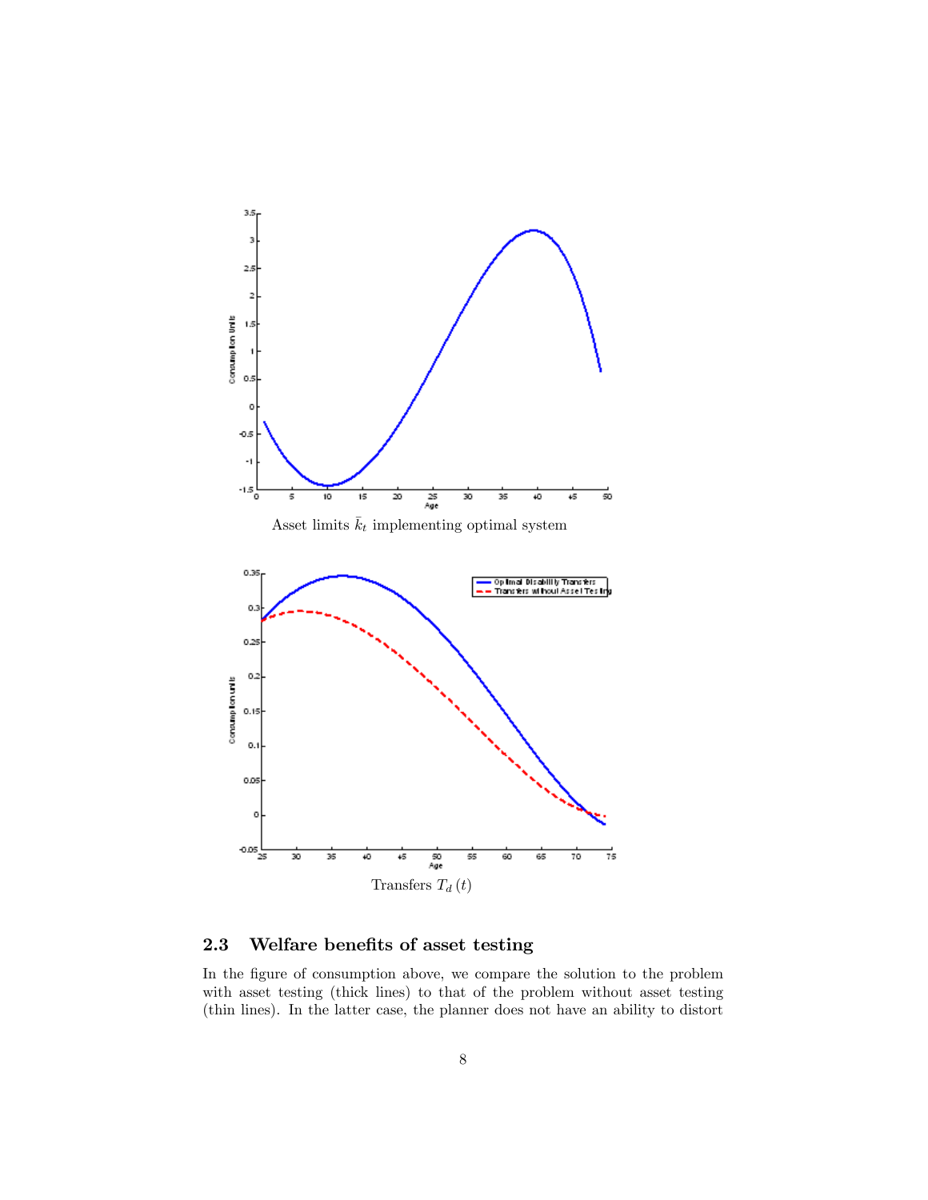Asset limits $\bar{k}_t$ implementing optimal system

Transfers $T_d(t)$

### 2.3 Welfare benefits of asset testing

In the figure of consumption above, we compare the solution to the problem with asset testing (thick lines) to that of the problem without asset testing (thin lines). In the latter case, the planner does not have an ability to distort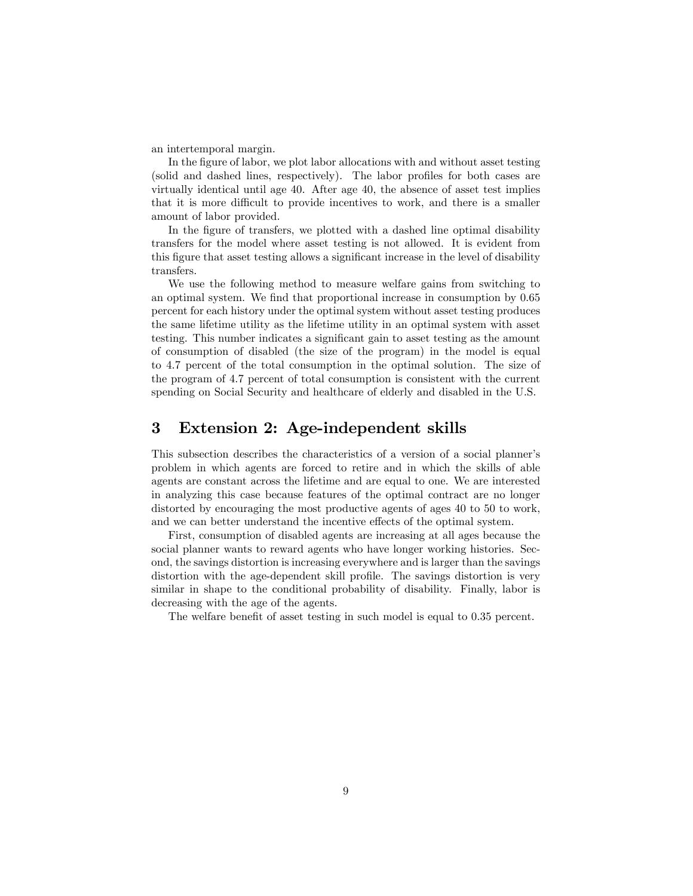an intertemporal margin.

In the figure of labor, we plot labor allocations with and without asset testing (solid and dashed lines, respectively). The labor profiles for both cases are virtually identical until age 40. After age 40, the absence of asset test implies that it is more difficult to provide incentives to work, and there is a smaller amount of labor provided.

In the figure of transfers, we plotted with a dashed line optimal disability transfers for the model where asset testing is not allowed. It is evident from this figure that asset testing allows a significant increase in the level of disability transfers.

We use the following method to measure welfare gains from switching to an optimal system. We find that proportional increase in consumption by 0.65 percent for each history under the optimal system without asset testing produces the same lifetime utility as the lifetime utility in an optimal system with asset testing. This number indicates a significant gain to asset testing as the amount of consumption of disabled (the size of the program) in the model is equal to 4.7 percent of the total consumption in the optimal solution. The size of the program of 4.7 percent of total consumption is consistent with the current spending on Social Security and healthcare of elderly and disabled in the U.S.

# 3 Extension 2: Age-independent skills

This subsection describes the characteristics of a version of a social planner's problem in which agents are forced to retire and in which the skills of able agents are constant across the lifetime and are equal to one. We are interested in analyzing this case because features of the optimal contract are no longer distorted by encouraging the most productive agents of ages 40 to 50 to work, and we can better understand the incentive effects of the optimal system.

First, consumption of disabled agents are increasing at all ages because the social planner wants to reward agents who have longer working histories. Second, the savings distortion is increasing everywhere and is larger than the savings distortion with the age-dependent skill profile. The savings distortion is very similar in shape to the conditional probability of disability. Finally, labor is decreasing with the age of the agents.

The welfare benefit of asset testing in such model is equal to 0.35 percent.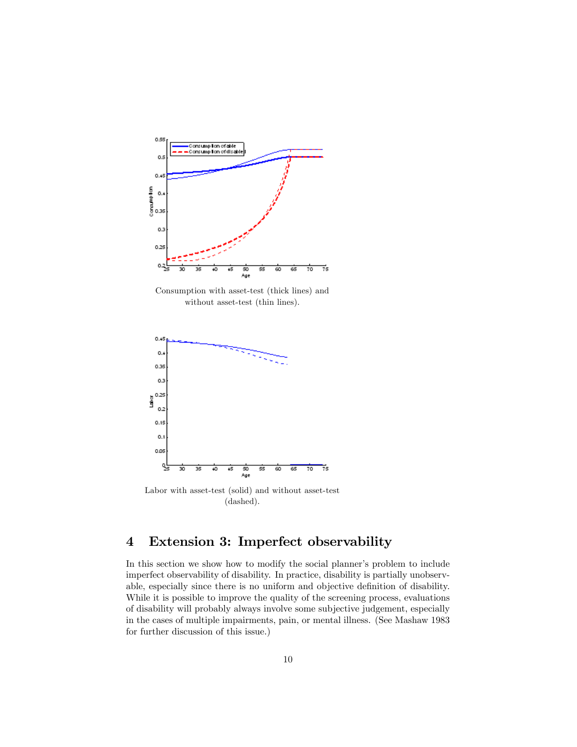Consumption with asset-test (thick lines) and without asset-test (thin lines).

Labor with asset-test (solid) and without asset-test (dashed).

## 4 Extension 3: Imperfect observability

In this section we show how to modify the social planner's problem to include imperfect observability of disability. In practice, disability is partially unobservable, especially since there is no uniform and objective definition of disability. While it is possible to improve the quality of the screening process, evaluations of disability will probably always involve some subjective judgement, especially in the cases of multiple impairments, pain, or mental illness. (See Mashaw 1983 for further discussion of this issue.)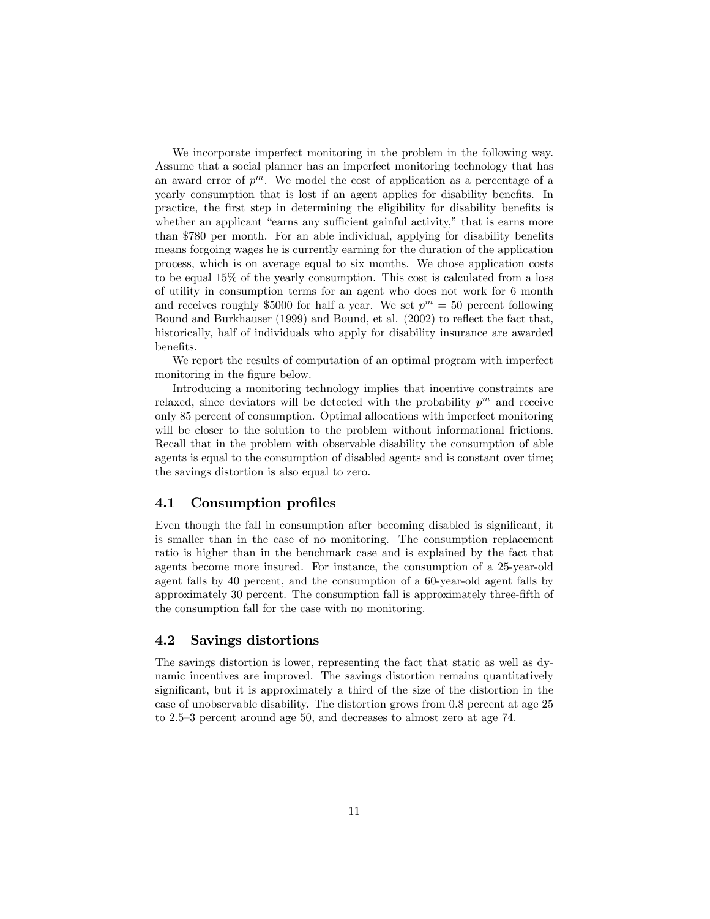We incorporate imperfect monitoring in the problem in the following way. Assume that a social planner has an imperfect monitoring technology that has an award error of $p^m$. We model the cost of application as a percentage of a yearly consumption that is lost if an agent applies for disability benefits. In practice, the first step in determining the eligibility for disability benefits is whether an applicant "earns any sufficient gainful activity," that is earns more than $780 per month. For an able individual, applying for disability benefits means forgoing wages he is currently earning for the duration of the application process, which is on average equal to six months. We chose application costs to be equal 15% of the yearly consumption. This cost is calculated from a loss of utility in consumption terms for an agent who does not work for 6 month and receives roughly $5000 for half a year. We set $p^m = 50$ percent following Bound and Burkhauser (1999) and Bound, et al. (2002) to reflect the fact that, historically, half of individuals who apply for disability insurance are awarded benefits.

We report the results of computation of an optimal program with imperfect monitoring in the figure below.

Introducing a monitoring technology implies that incentive constraints are relaxed, since deviators will be detected with the probability $p^m$ and receive only 85 percent of consumption. Optimal allocations with imperfect monitoring will be closer to the solution to the problem without informational frictions. Recall that in the problem with observable disability the consumption of able agents is equal to the consumption of disabled agents and is constant over time; the savings distortion is also equal to zero.

### 4.1 Consumption profiles

Even though the fall in consumption after becoming disabled is significant, it is smaller than in the case of no monitoring. The consumption replacement ratio is higher than in the benchmark case and is explained by the fact that agents become more insured. For instance, the consumption of a 25-year-old agent falls by 40 percent, and the consumption of a 60-year-old agent falls by approximately 30 percent. The consumption fall is approximately three-fifth of the consumption fall for the case with no monitoring.

### 4.2 Savings distortions

The savings distortion is lower, representing the fact that static as well as dynamic incentives are improved. The savings distortion remains quantitatively significant, but it is approximately a third of the size of the distortion in the case of unobservable disability. The distortion grows from 0.8 percent at age 25 to 2.5–3 percent around age 50, and decreases to almost zero at age 74.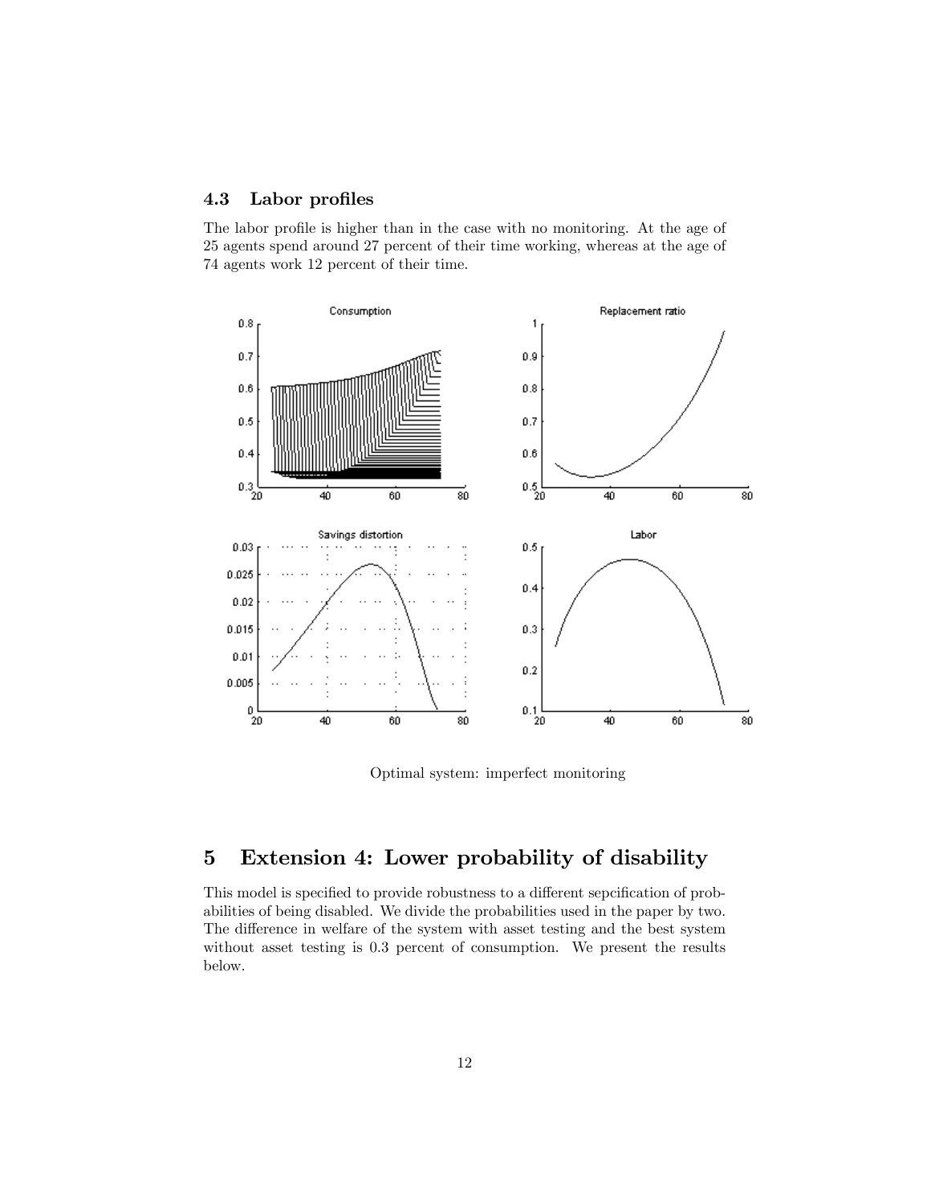### 4.3 Labor profiles

The labor profile is higher than in the case with no monitoring. At the age of 25 agents spend around 27 percent of their time working, whereas at the age of 74 agents work 12 percent of their time.

Optimal system: imperfect monitoring

# 5 Extension 4: Lower probability of disability

This model is specified to provide robustness to a different sepcification of probabilities of being disabled. We divide the probabilities used in the paper by two. The difference in welfare of the system with asset testing and the best system without asset testing is 0.3 percent of consumption. We present the results below.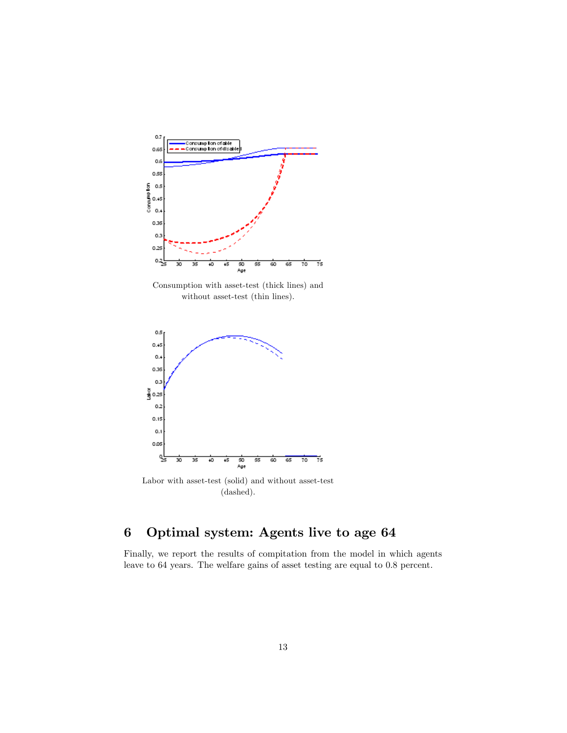Consumption with asset-test (thick lines) and without asset-test (thin lines).

Labor with asset-test (solid) and without asset-test (dashed).

# 6 Optimal system: Agents live to age 64

Finally, we report the results of compitation from the model in which agents leave to 64 years. The welfare gains of asset testing are equal to 0.8 percent.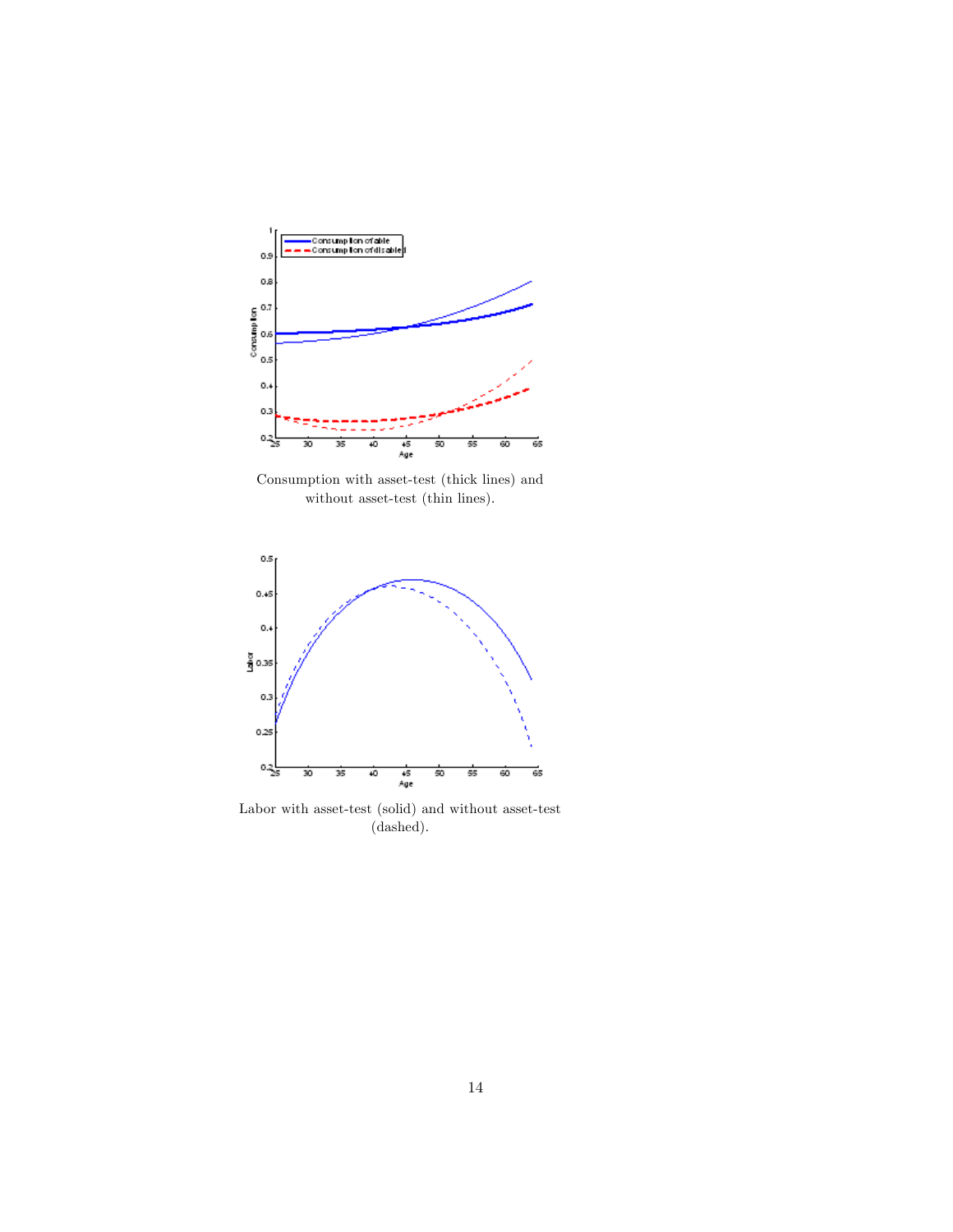1

0.9

0.8

0.7

0.6

0.5

0.4

0.3

0.2

Consumption

Consumption of able

Consumption of disabled

25 30 35 40 45 50 55 60 65

Age

Consumption with asset-test (thick lines) and without asset-test (thin lines).

0.5

0.45

0.4

0.35

0.3

0.25

0.2

Labor

25 30 35 40 45 50 55 60 65

Age

Labor with asset-test (solid) and without asset-test (dashed).